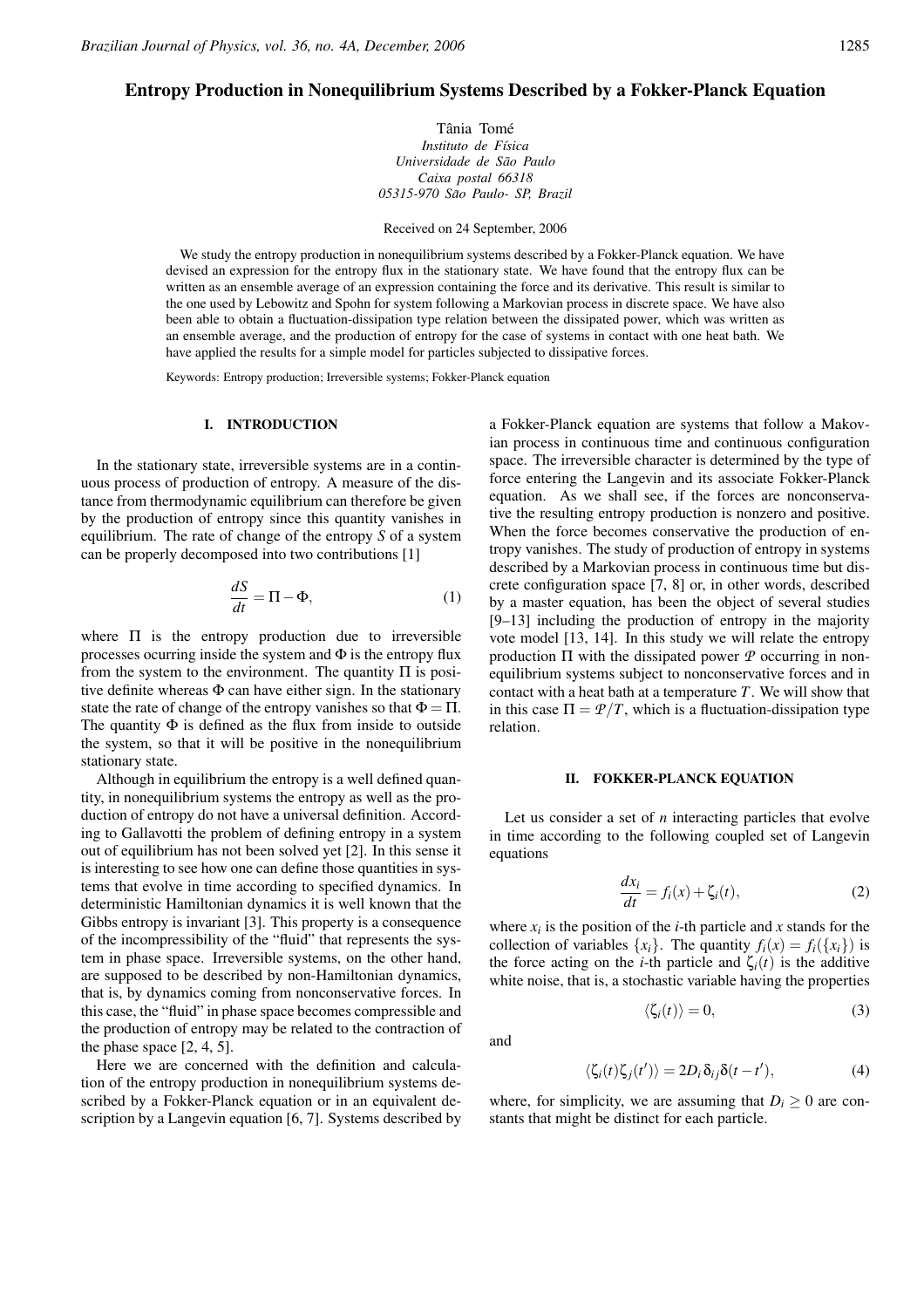# Entropy Production in Nonequilibrium Systems Described by a Fokker-Planck Equation

Tânia Tomé

*Instituto de Física*
*Universidade de São Paulo*
*Caixa postal 66318*
*05315-970 São Paulo- SP, Brazil*

Received on 24 September, 2006

We study the entropy production in nonequilibrium systems described by a Fokker-Planck equation. We have devised an expression for the entropy flux in the stationary state. We have found that the entropy flux can be written as an ensemble average of an expression containing the force and its derivative. This result is similar to the one used by Lebowitz and Spohn for system following a Markovian process in discrete space. We have also been able to obtain a fluctuation-dissipation type relation between the dissipated power, which was written as an ensemble average, and the production of entropy for the case of systems in contact with one heat bath. We have applied the results for a simple model for particles subjected to dissipative forces.

Keywords: Entropy production; Irreversible systems; Fokker-Planck equation

## I. INTRODUCTION

In the stationary state, irreversible systems are in a continuous process of production of entropy. A measure of the distance from thermodynamic equilibrium can therefore be given by the production of entropy since this quantity vanishes in equilibrium. The rate of change of the entropy $S$ of a system can be properly decomposed into two contributions [1]

$$\frac{dS}{dt} = \Pi - \Phi, \tag{1}$$

where $\Pi$ is the entropy production due to irreversible processes ocurring inside the system and $\Phi$ is the entropy flux from the system to the environment. The quantity $\Pi$ is positive definite whereas $\Phi$ can have either sign. In the stationary state the rate of change of the entropy vanishes so that $\Phi = \Pi$. The quantity $\Phi$ is defined as the flux from inside to outside the system, so that it will be positive in the nonequilibrium stationary state.

Although in equilibrium the entropy is a well defined quantity, in nonequilibrium systems the entropy as well as the production of entropy do not have a universal definition. According to Gallavotti the problem of defining entropy in a system out of equilibrium has not been solved yet [2]. In this sense it is interesting to see how one can define those quantities in systems that evolve in time according to specified dynamics. In deterministic Hamiltonian dynamics it is well known that the Gibbs entropy is invariant [3]. This property is a consequence of the incompressibility of the "fluid" that represents the system in phase space. Irreversible systems, on the other hand, are supposed to be described by non-Hamiltonian dynamics, that is, by dynamics coming from nonconservative forces. In this case, the "fluid" in phase space becomes compressible and the production of entropy may be related to the contraction of the phase space [2, 4, 5].

Here we are concerned with the definition and calculation of the entropy production in nonequilibrium systems described by a Fokker-Planck equation or in an equivalent description by a Langevin equation [6, 7]. Systems described by a Fokker-Planck equation are systems that follow a Makovian process in continuous time and continuous configuration space. The irreversible character is determined by the type of force entering the Langevin and its associate Fokker-Planck equation. As we shall see, if the forces are nonconservative the resulting entropy production is nonzero and positive. When the force becomes conservative the production of entropy vanishes. The study of production of entropy in systems described by a Markovian process in continuous time but discrete configuration space [7, 8] or, in other words, described by a master equation, has been the object of several studies [9–13] including the production of entropy in the majority vote model [13, 14]. In this study we will relate the entropy production $\Pi$ with the dissipated power $\mathcal{P}$ occurring in nonequilibrium systems subject to nonconservative forces and in contact with a heat bath at a temperature $T$. We will show that in this case $\Pi = \mathcal{P}/T$, which is a fluctuation-dissipation type relation.

## II. FOKKER-PLANCK EQUATION

Let us consider a set of $n$ interacting particles that evolve in time according to the following coupled set of Langevin equations

$$\frac{dx_i}{dt} = f_i(x) + \zeta_i(t), \tag{2}$$

where $x_i$ is the position of the $i$-th particle and $x$ stands for the collection of variables $\{x_i\}$. The quantity $f_i(x) = f_i(\{x_i\})$ is the force acting on the $i$-th particle and $\zeta_i(t)$ is the additive white noise, that is, a stochastic variable having the properties

$$\langle \zeta_i(t) \rangle = 0, \tag{3}$$

and

$$\langle \zeta_i(t)\zeta_j(t') \rangle = 2D_i \delta_{ij} \delta(t-t'), \tag{4}$$

where, for simplicity, we are assuming that $D_i \geq 0$ are constants that might be distinct for each particle.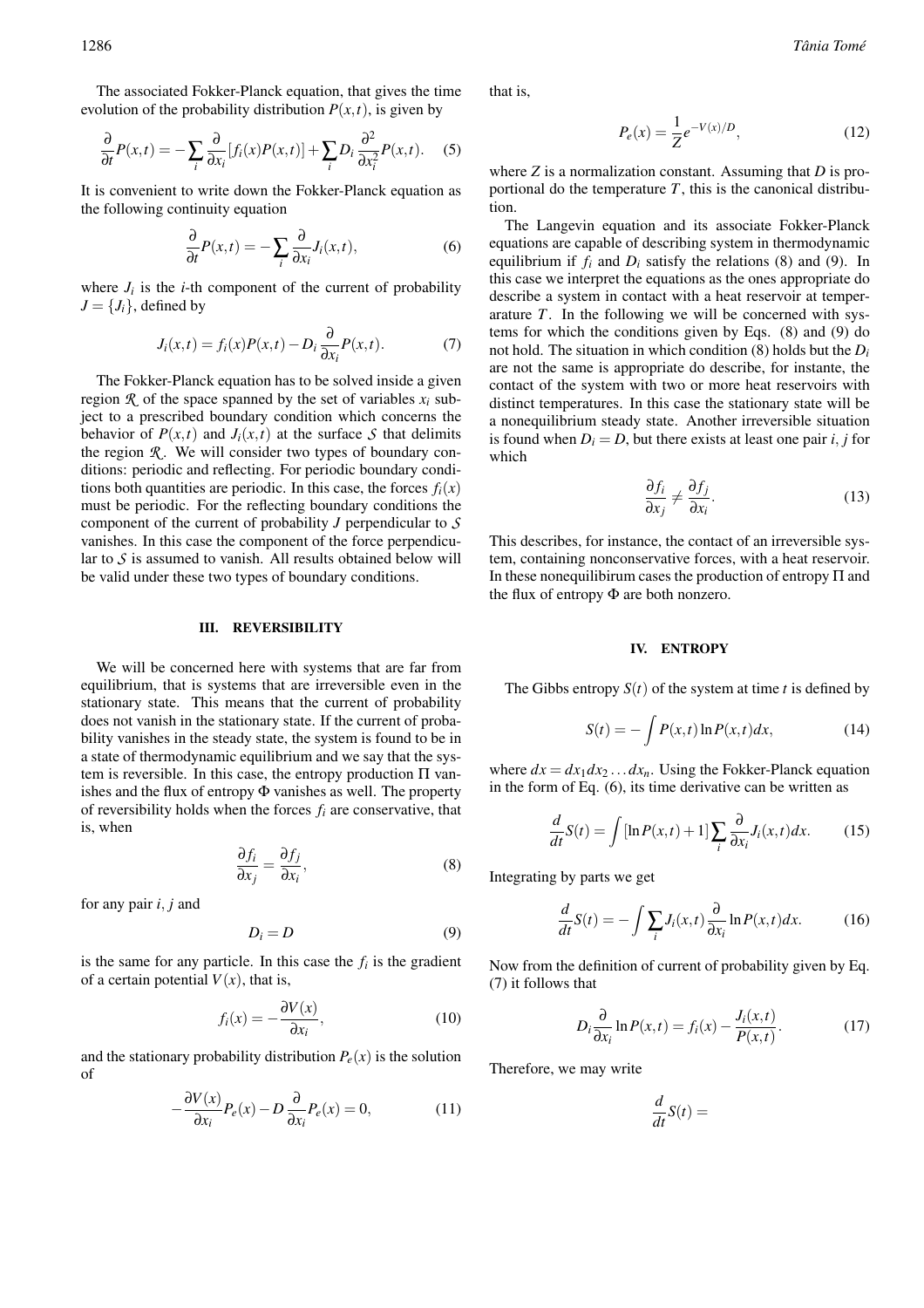The associated Fokker-Planck equation, that gives the time evolution of the probability distribution $P(x,t)$, is given by

$$\frac{\partial}{\partial t}P(x,t) = -\sum_i \frac{\partial}{\partial x_i}[f_i(x)P(x,t)] + \sum_i D_i \frac{\partial^2}{\partial x_i^2}P(x,t). \quad (5)$$

It is convenient to write down the Fokker-Planck equation as the following continuity equation

$$\frac{\partial}{\partial t}P(x,t) = -\sum_i \frac{\partial}{\partial x_i}J_i(x,t), \quad (6)$$

where $J_i$ is the $i$-th component of the current of probability $J = \{J_i\}$, defined by

$$J_i(x,t) = f_i(x)P(x,t) - D_i \frac{\partial}{\partial x_i}P(x,t). \quad (7)$$

The Fokker-Planck equation has to be solved inside a given region $\mathcal{R}$ of the space spanned by the set of variables $x_i$ subject to a prescribed boundary condition which concerns the behavior of $P(x,t)$ and $J_i(x,t)$ at the surface $\mathcal{S}$ that delimits the region $\mathcal{R}$. We will consider two types of boundary conditions: periodic and reflecting. For periodic boundary conditions both quantities are periodic. In this case, the forces $f_i(x)$ must be periodic. For the reflecting boundary conditions the component of the current of probability $J$ perpendicular to $\mathcal{S}$ vanishes. In this case the component of the force perpendicular to $\mathcal{S}$ is assumed to vanish. All results obtained below will be valid under these two types of boundary conditions.

## III. REVERSIBILITY

We will be concerned here with systems that are far from equilibrium, that is systems that are irreversible even in the stationary state. This means that the current of probability does not vanish in the stationary state. If the current of probability vanishes in the steady state, the system is found to be in a state of thermodynamic equilibrium and we say that the system is reversible. In this case, the entropy production $\Pi$ vanishes and the flux of entropy $\Phi$ vanishes as well. The property of reversibility holds when the forces $f_i$ are conservative, that is, when

$$\frac{\partial f_i}{\partial x_j} = \frac{\partial f_j}{\partial x_i}, \quad (8)$$

for any pair $i, j$ and

$$D_i = D \quad (9)$$

is the same for any particle. In this case the $f_i$ is the gradient of a certain potential $V(x)$, that is,

$$f_i(x) = -\frac{\partial V(x)}{\partial x_i}, \quad (10)$$

and the stationary probability distribution $P_e(x)$ is the solution of

$$-\frac{\partial V(x)}{\partial x_i}P_e(x) - D\frac{\partial}{\partial x_i}P_e(x) = 0, \quad (11)$$

that is,

$$P_e(x) = \frac{1}{Z}e^{-V(x)/D}, \quad (12)$$

where $Z$ is a normalization constant. Assuming that $D$ is proportional do the temperature $T$, this is the canonical distribution.

The Langevin equation and its associate Fokker-Planck equations are capable of describing system in thermodynamic equilibrium if $f_i$ and $D_i$ satisfy the relations (8) and (9). In this case we interpret the equations as the ones appropriate do describe a system in contact with a heat reservoir at temperarature $T$. In the following we will be concerned with systems for which the conditions given by Eqs. (8) and (9) do not hold. The situation in which condition (8) holds but the $D_i$ are not the same is appropriate do describe, for instante, the contact of the system with two or more heat reservoirs with distinct temperatures. In this case the stationary state will be a nonequilibrium steady state. Another irreversible situation is found when $D_i = D$, but there exists at least one pair $i, j$ for which

$$\frac{\partial f_i}{\partial x_j} \neq \frac{\partial f_j}{\partial x_i}. \quad (13)$$

This describes, for instance, the contact of an irreversible system, containing nonconservative forces, with a heat reservoir. In these nonequilibirum cases the production of entropy $\Pi$ and the flux of entropy $\Phi$ are both nonzero.

## IV. ENTROPY

The Gibbs entropy $S(t)$ of the system at time $t$ is defined by

$$S(t) = -\int P(x,t)\ln P(x,t)dx, \quad (14)$$

where $dx = dx_1 dx_2 \ldots dx_n$. Using the Fokker-Planck equation in the form of Eq. (6), its time derivative can be written as

$$\frac{d}{dt}S(t) = \int [\ln P(x,t) + 1]\sum_i \frac{\partial}{\partial x_i}J_i(x,t)dx. \quad (15)$$

Integrating by parts we get

$$\frac{d}{dt}S(t) = -\int \sum_i J_i(x,t)\frac{\partial}{\partial x_i}\ln P(x,t)dx. \quad (16)$$

Now from the definition of current of probability given by Eq. (7) it follows that

$$D_i \frac{\partial}{\partial x_i}\ln P(x,t) = f_i(x) - \frac{J_i(x,t)}{P(x,t)}. \quad (17)$$

Therefore, we may write

$$\frac{d}{dt}S(t) =$$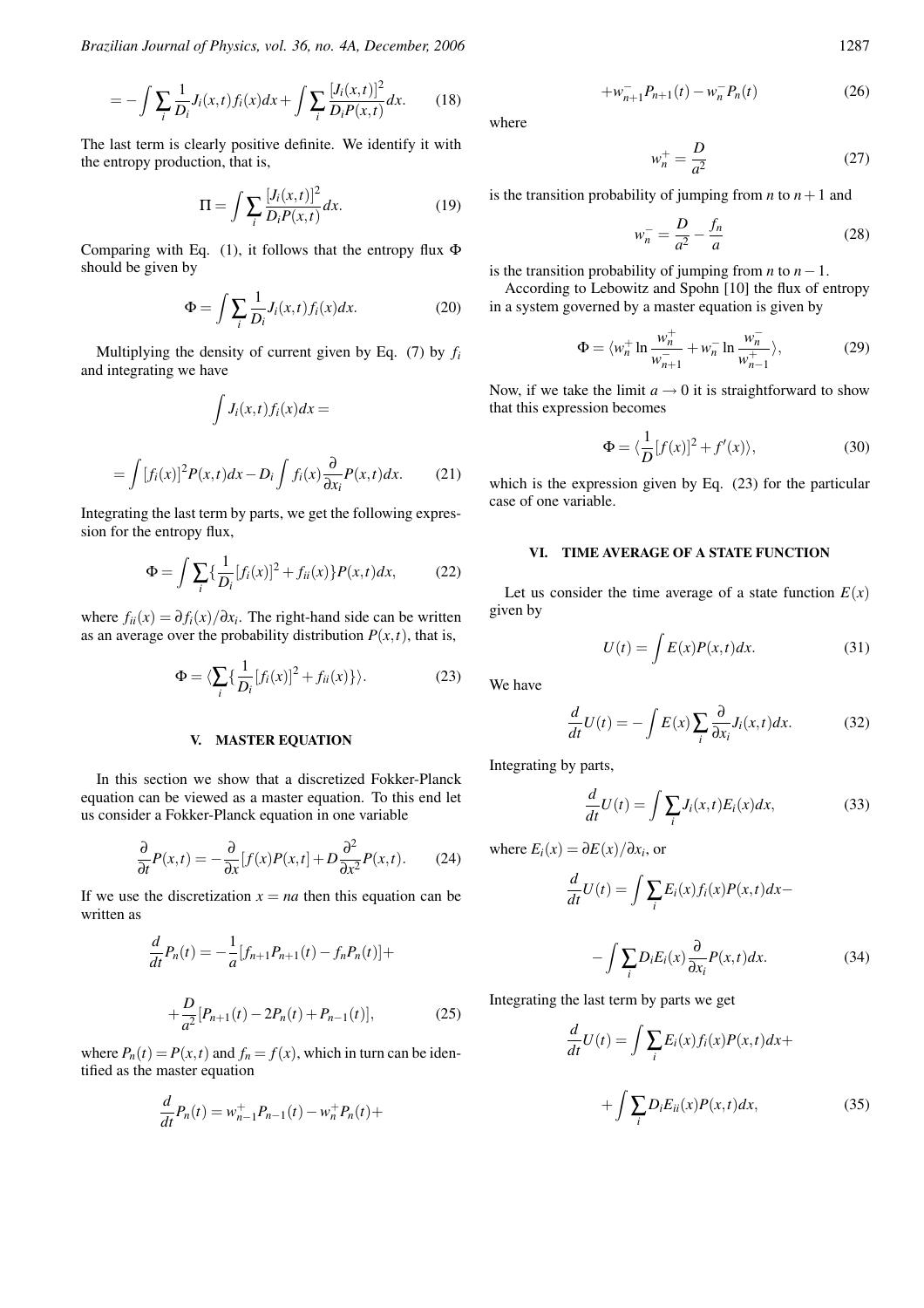$$= -\int \sum_i \frac{1}{D_i} J_i(x,t) f_i(x) dx + \int \sum_i \frac{[J_i(x,t)]^2}{D_i P(x,t)} dx. \qquad (18)$$

The last term is clearly positive definite. We identify it with the entropy production, that is,

$$\Pi = \int \sum_i \frac{[J_i(x,t)]^2}{D_i P(x,t)} dx. \qquad (19)$$

Comparing with Eq. (1), it follows that the entropy flux $\Phi$ should be given by

$$\Phi = \int \sum_i \frac{1}{D_i} J_i(x,t) f_i(x) dx. \qquad (20)$$

Multiplying the density of current given by Eq. (7) by $f_i$ and integrating we have

$$\int J_i(x,t) f_i(x) dx =$$

$$= \int [f_i(x)]^2 P(x,t) dx - D_i \int f_i(x) \frac{\partial}{\partial x_i} P(x,t) dx. \qquad (21)$$

Integrating the last term by parts, we get the following expression for the entropy flux,

$$\Phi = \int \sum_i \{ \frac{1}{D_i} [f_i(x)]^2 + f_{ii}(x) \} P(x,t) dx, \qquad (22)$$

where $f_{ii}(x) = \partial f_i(x)/\partial x_i$. The right-hand side can be written as an average over the probability distribution $P(x,t)$, that is,

$$\Phi = \langle \sum_i \{ \frac{1}{D_i} [f_i(x)]^2 + f_{ii}(x) \} \rangle. \qquad (23)$$

## V. MASTER EQUATION

In this section we show that a discretized Fokker-Planck equation can be viewed as a master equation. To this end let us consider a Fokker-Planck equation in one variable

$$\frac{\partial}{\partial t} P(x,t) = -\frac{\partial}{\partial x} [f(x) P(x,t] + D \frac{\partial^2}{\partial x^2} P(x,t). \qquad (24)$$

If we use the discretization $x = na$ then this equation can be written as

$$\frac{d}{dt} P_n(t) = -\frac{1}{a} [f_{n+1} P_{n+1}(t) - f_n P_n(t)] +$$

$$+ \frac{D}{a^2} [P_{n+1}(t) - 2P_n(t) + P_{n-1}(t)], \qquad (25)$$

where $P_n(t) = P(x,t)$ and $f_n = f(x)$, which in turn can be identified as the master equation

$$\frac{d}{dt} P_n(t) = w_{n-1}^+ P_{n-1}(t) - w_n^+ P_n(t) +$$

$$+ w_{n+1}^- P_{n+1}(t) - w_n^- P_n(t) \qquad (26)$$

where

$$w_n^+ = \frac{D}{a^2} \qquad (27)$$

is the transition probability of jumping from $n$ to $n+1$ and

$$w_n^- = \frac{D}{a^2} - \frac{f_n}{a} \qquad (28)$$

is the transition probability of jumping from $n$ to $n-1$.

According to Lebowitz and Spohn [10] the flux of entropy in a system governed by a master equation is given by

$$\Phi = \langle w_n^+ \ln \frac{w_n^+}{w_{n+1}^-} + w_n^- \ln \frac{w_n^-}{w_{n-1}^+} \rangle, \qquad (29)$$

Now, if we take the limit $a \to 0$ it is straightforward to show that this expression becomes

$$\Phi = \langle \frac{1}{D} [f(x)]^2 + f'(x) \rangle, \qquad (30)$$

which is the expression given by Eq. (23) for the particular case of one variable.

## VI. TIME AVERAGE OF A STATE FUNCTION

Let us consider the time average of a state function $E(x)$ given by

$$U(t) = \int E(x) P(x,t) dx. \qquad (31)$$

We have

$$\frac{d}{dt} U(t) = -\int E(x) \sum_i \frac{\partial}{\partial x_i} J_i(x,t) dx. \qquad (32)$$

Integrating by parts,

$$\frac{d}{dt} U(t) = \int \sum_i J_i(x,t) E_i(x) dx, \qquad (33)$$

where $E_i(x) = \partial E(x)/\partial x_i$, or

$$\frac{d}{dt} U(t) = \int \sum_i E_i(x) f_i(x) P(x,t) dx -$$

$$- \int \sum_i D_i E_i(x) \frac{\partial}{\partial x_i} P(x,t) dx. \qquad (34)$$

Integrating the last term by parts we get

$$\frac{d}{dt} U(t) = \int \sum_i E_i(x) f_i(x) P(x,t) dx +$$

$$+ \int \sum_i D_i E_{ii}(x) P(x,t) dx, \qquad (35)$$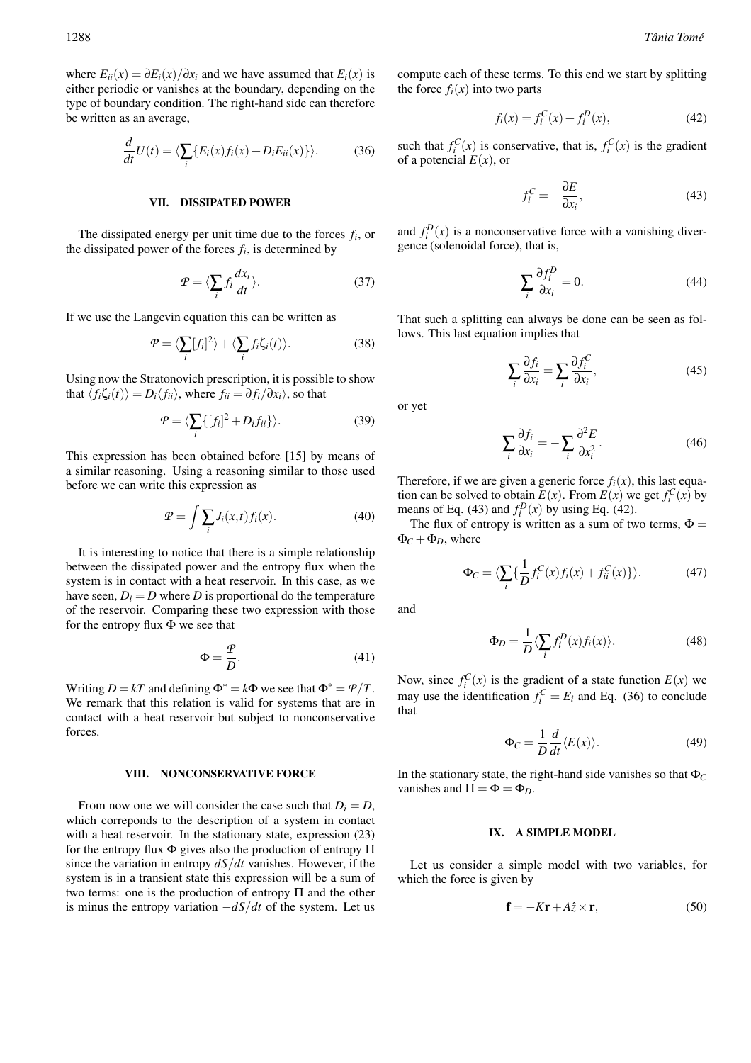where $E_{ii}(x) = \partial E_i(x)/\partial x_i$ and we have assumed that $E_i(x)$ is either periodic or vanishes at the boundary, depending on the type of boundary condition. The right-hand side can therefore be written as an average,

$$\frac{d}{dt}U(t) = \langle \sum_i \{E_i(x) f_i(x) + D_i E_{ii}(x)\} \rangle. \tag{36}$$

## VII. DISSIPATED POWER

The dissipated energy per unit time due to the forces $f_i$, or the dissipated power of the forces $f_i$, is determined by

$$\mathcal{P} = \langle \sum_i f_i \frac{dx_i}{dt} \rangle. \tag{37}$$

If we use the Langevin equation this can be written as

$$\mathcal{P} = \langle \sum_i [f_i]^2 \rangle + \langle \sum_i f_i \zeta_i(t) \rangle. \tag{38}$$

Using now the Stratonovich prescription, it is possible to show that $\langle f_i \zeta_i(t) \rangle = D_i \langle f_{ii} \rangle$, where $f_{ii} = \partial f_i / \partial x_i$, so that

$$\mathcal{P} = \langle \sum_i \{[f_i]^2 + D_i f_{ii}\} \rangle. \tag{39}$$

This expression has been obtained before [15] by means of a similar reasoning. Using a reasoning similar to those used before we can write this expression as

$$\mathcal{P} = \int \sum_i J_i(x,t) f_i(x). \tag{40}$$

It is interesting to notice that there is a simple relationship between the dissipated power and the entropy flux when the system is in contact with a heat reservoir. In this case, as we have seen, $D_i = D$ where $D$ is proportional do the temperature of the reservoir. Comparing these two expression with those for the entropy flux $\Phi$ we see that

$$\Phi = \frac{\mathcal{P}}{D}. \tag{41}$$

Writing $D = kT$ and defining $\Phi^* = k\Phi$ we see that $\Phi^* = \mathcal{P}/T$. We remark that this relation is valid for systems that are in contact with a heat reservoir but subject to nonconservative forces.

## VIII. NONCONSERVATIVE FORCE

From now one we will consider the case such that $D_i = D$, which correponds to the description of a system in contact with a heat reservoir. In the stationary state, expression (23) for the entropy flux $\Phi$ gives also the production of entropy $\Pi$ since the variation in entropy $dS/dt$ vanishes. However, if the system is in a transient state this expression will be a sum of two terms: one is the production of entropy $\Pi$ and the other is minus the entropy variation $-dS/dt$ of the system. Let us compute each of these terms. To this end we start by splitting the force $f_i(x)$ into two parts

$$f_i(x) = f_i^C(x) + f_i^D(x), \tag{42}$$

such that $f_i^C(x)$ is conservative, that is, $f_i^C(x)$ is the gradient of a potencial $E(x)$, or

$$f_i^C = -\frac{\partial E}{\partial x_i}, \tag{43}$$

and $f_i^D(x)$ is a nonconservative force with a vanishing divergence (solenoidal force), that is,

$$\sum_i \frac{\partial f_i^D}{\partial x_i} = 0. \tag{44}$$

That such a splitting can always be done can be seen as follows. This last equation implies that

$$\sum_i \frac{\partial f_i}{\partial x_i} = \sum_i \frac{\partial f_i^C}{\partial x_i}, \tag{45}$$

or yet

$$\sum_i \frac{\partial f_i}{\partial x_i} = -\sum_i \frac{\partial^2 E}{\partial x_i^2}. \tag{46}$$

Therefore, if we are given a generic force $f_i(x)$, this last equation can be solved to obtain $E(x)$. From $E(x)$ we get $f_i^C(x)$ by means of Eq. (43) and $f_i^D(x)$ by using Eq. (42).

The flux of entropy is written as a sum of two terms, $\Phi = \Phi_C + \Phi_D$, where

$$\Phi_C = \langle \sum_i \{ \frac{1}{D} f_i^C(x) f_i(x) + f_{ii}^C(x) \} \rangle. \tag{47}$$

and

$$\Phi_D = \frac{1}{D} \langle \sum_i f_i^D(x) f_i(x) \rangle. \tag{48}$$

Now, since $f_i^C(x)$ is the gradient of a state function $E(x)$ we may use the identification $f_i^C = E_i$ and Eq. (36) to conclude that

$$\Phi_C = \frac{1}{D} \frac{d}{dt} \langle E(x) \rangle. \tag{49}$$

In the stationary state, the right-hand side vanishes so that $\Phi_C$ vanishes and $\Pi = \Phi = \Phi_D$.

## IX. A SIMPLE MODEL

Let us consider a simple model with two variables, for which the force is given by

$$\mathbf{f} = -K\mathbf{r} + A\hat{z} \times \mathbf{r}, \tag{50}$$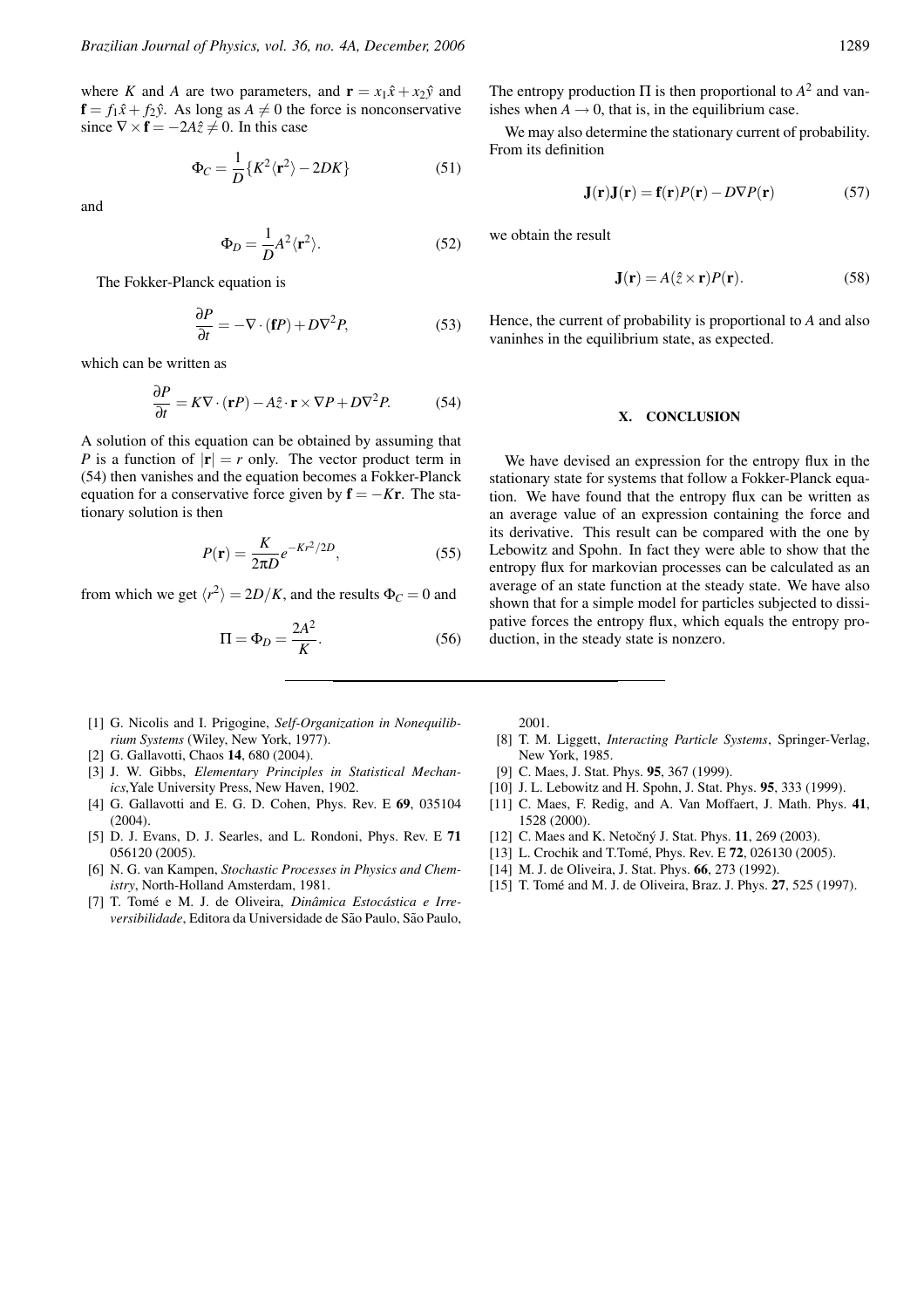where $K$ and $A$ are two parameters, and $\mathbf{r} = x_1\hat{x} + x_2\hat{y}$ and $\mathbf{f} = f_1\hat{x} + f_2\hat{y}$. As long as $A \neq 0$ the force is nonconservative since $\nabla \times \mathbf{f} = -2A\hat{z} \neq 0$. In this case

$$\Phi_C = \frac{1}{D}\{K^2\langle \mathbf{r}^2\rangle - 2DK\} \tag{51}$$

and

$$\Phi_D = \frac{1}{D}A^2\langle \mathbf{r}^2\rangle. \tag{52}$$

The Fokker-Planck equation is

$$\frac{\partial P}{\partial t} = -\nabla\cdot(\mathbf{f}P) + D\nabla^2 P, \tag{53}$$

which can be written as

$$\frac{\partial P}{\partial t} = K\nabla\cdot(\mathbf{r}P) - A\hat{z}\cdot\mathbf{r}\times\nabla P + D\nabla^2 P. \tag{54}$$

A solution of this equation can be obtained by assuming that $P$ is a function of $|\mathbf{r}| = r$ only. The vector product term in (54) then vanishes and the equation becomes a Fokker-Planck equation for a conservative force given by $\mathbf{f} = -K\mathbf{r}$. The stationary solution is then

$$P(\mathbf{r}) = \frac{K}{2\pi D}e^{-Kr^2/2D}, \tag{55}$$

from which we get $\langle r^2\rangle = 2D/K$, and the results $\Phi_C = 0$ and

$$\Pi = \Phi_D = \frac{2A^2}{K}. \tag{56}$$

The entropy production $\Pi$ is then proportional to $A^2$ and vanishes when $A \to 0$, that is, in the equilibrium case.

We may also determine the stationary current of probability. From its definition

$$\mathbf{J}(\mathbf{r})\mathbf{J}(\mathbf{r}) = \mathbf{f}(\mathbf{r})P(\mathbf{r}) - D\nabla P(\mathbf{r}) \tag{57}$$

we obtain the result

$$\mathbf{J}(\mathbf{r}) = A(\hat{z}\times\mathbf{r})P(\mathbf{r}). \tag{58}$$

Hence, the current of probability is proportional to $A$ and also vaninhes in the equilibrium state, as expected.

## X. CONCLUSION

We have devised an expression for the entropy flux in the stationary state for systems that follow a Fokker-Planck equation. We have found that the entropy flux can be written as an average value of an expression containing the force and its derivative. This result can be compared with the one by Lebowitz and Spohn. In fact they were able to show that the entropy flux for markovian processes can be calculated as an average of an state function at the steady state. We have also shown that for a simple model for particles subjected to dissipative forces the entropy flux, which equals the entropy production, in the steady state is nonzero.

---

[1] G. Nicolis and I. Prigogine, *Self-Organization in Nonequilibrium Systems* (Wiley, New York, 1977).
[2] G. Gallavotti, Chaos **14**, 680 (2004).
[3] J. W. Gibbs, *Elementary Principles in Statistical Mechanics*,Yale University Press, New Haven, 1902.
[4] G. Gallavotti and E. G. D. Cohen, Phys. Rev. E **69**, 035104 (2004).
[5] D. J. Evans, D. J. Searles, and L. Rondoni, Phys. Rev. E **71** 056120 (2005).
[6] N. G. van Kampen, *Stochastic Processes in Physics and Chemistry*, North-Holland Amsterdam, 1981.
[7] T. Tomé e M. J. de Oliveira, *Dinâmica Estocástica e Irreversibilidade*, Editora da Universidade de São Paulo, São Paulo, 2001.
[8] T. M. Liggett, *Interacting Particle Systems*, Springer-Verlag, New York, 1985.
[9] C. Maes, J. Stat. Phys. **95**, 367 (1999).
[10] J. L. Lebowitz and H. Spohn, J. Stat. Phys. **95**, 333 (1999).
[11] C. Maes, F. Redig, and A. Van Moffaert, J. Math. Phys. **41**, 1528 (2000).
[12] C. Maes and K. Netočný J. Stat. Phys. **11**, 269 (2003).
[13] L. Crochik and T.Tomé, Phys. Rev. E **72**, 026130 (2005).
[14] M. J. de Oliveira, J. Stat. Phys. **66**, 273 (1992).
[15] T. Tomé and M. J. de Oliveira, Braz. J. Phys. **27**, 525 (1997).